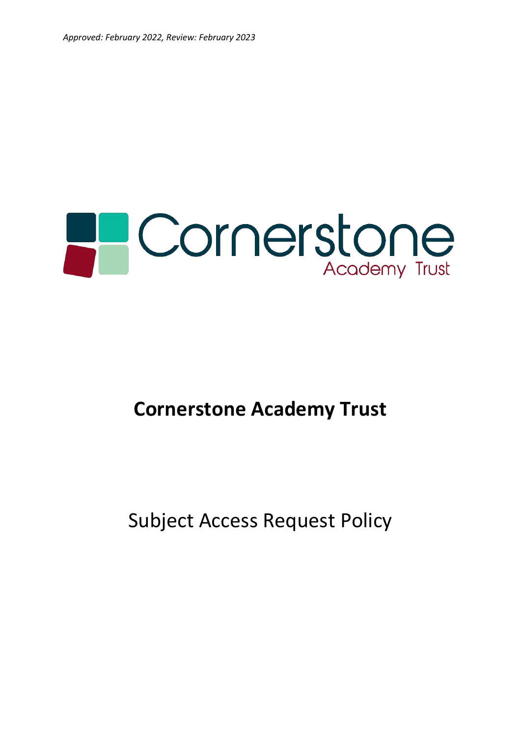*Approved: February 2022, Review: February 2023*

# Cornerstone Academy Trust

## Subject Access Request Policy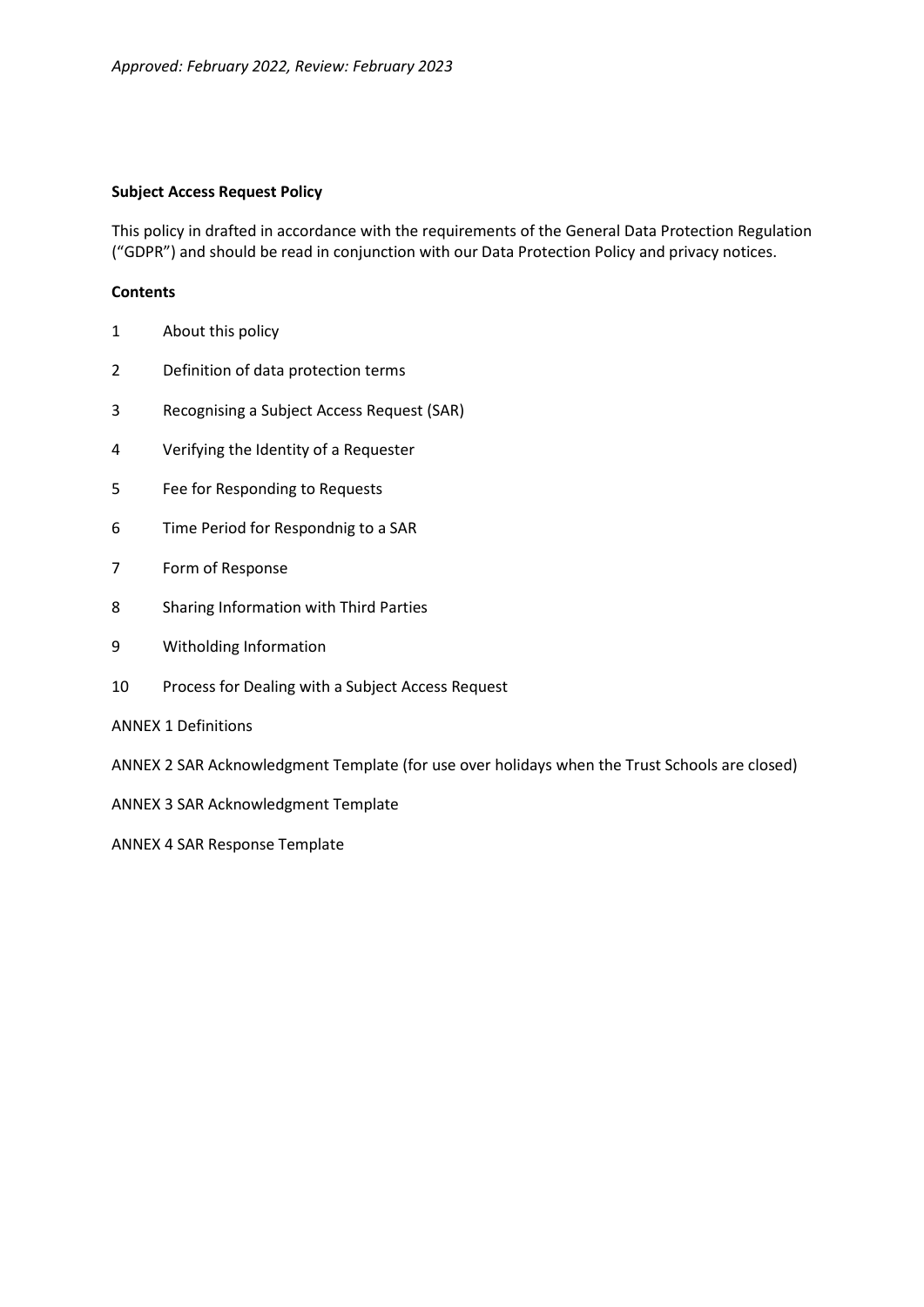*Approved: February 2022, Review: February 2023*

**Subject Access Request Policy**

This policy in drafted in accordance with the requirements of the General Data Protection Regulation ("GDPR") and should be read in conjunction with our Data Protection Policy and privacy notices.

**Contents**

1 About this policy

2 Definition of data protection terms

3 Recognising a Subject Access Request (SAR)

4 Verifying the Identity of a Requester

5 Fee for Responding to Requests

6 Time Period for Respondnig to a SAR

7 Form of Response

8 Sharing Information with Third Parties

9 Witholding Information

10 Process for Dealing with a Subject Access Request

ANNEX 1 Definitions

ANNEX 2 SAR Acknowledgment Template (for use over holidays when the Trust Schools are closed)

ANNEX 3 SAR Acknowledgment Template

ANNEX 4 SAR Response Template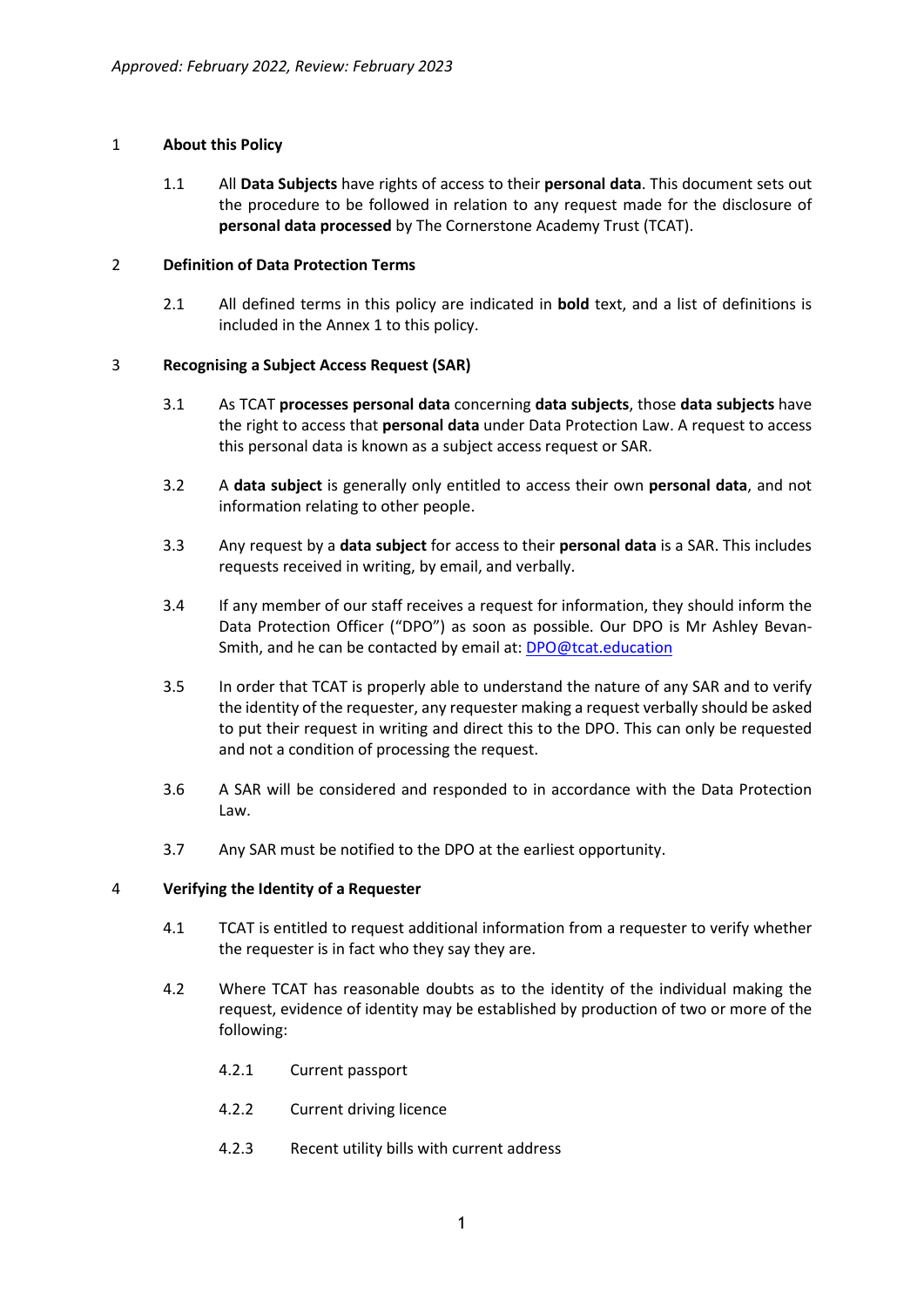*Approved: February 2022, Review: February 2023*

## 1 About this Policy

1.1 All **Data Subjects** have rights of access to their **personal data**. This document sets out the procedure to be followed in relation to any request made for the disclosure of **personal data processed** by The Cornerstone Academy Trust (TCAT).

## 2 Definition of Data Protection Terms

2.1 All defined terms in this policy are indicated in **bold** text, and a list of definitions is included in the Annex 1 to this policy.

## 3 Recognising a Subject Access Request (SAR)

3.1 As TCAT **processes personal data** concerning **data subjects**, those **data subjects** have the right to access that **personal data** under Data Protection Law. A request to access this personal data is known as a subject access request or SAR.

3.2 A **data subject** is generally only entitled to access their own **personal data**, and not information relating to other people.

3.3 Any request by a **data subject** for access to their **personal data** is a SAR. This includes requests received in writing, by email, and verbally.

3.4 If any member of our staff receives a request for information, they should inform the Data Protection Officer ("DPO") as soon as possible. Our DPO is Mr Ashley Bevan-Smith, and he can be contacted by email at: DPO@tcat.education

3.5 In order that TCAT is properly able to understand the nature of any SAR and to verify the identity of the requester, any requester making a request verbally should be asked to put their request in writing and direct this to the DPO. This can only be requested and not a condition of processing the request.

3.6 A SAR will be considered and responded to in accordance with the Data Protection Law.

3.7 Any SAR must be notified to the DPO at the earliest opportunity.

## 4 Verifying the Identity of a Requester

4.1 TCAT is entitled to request additional information from a requester to verify whether the requester is in fact who they say they are.

4.2 Where TCAT has reasonable doubts as to the identity of the individual making the request, evidence of identity may be established by production of two or more of the following:

4.2.1 Current passport

4.2.2 Current driving licence

4.2.3 Recent utility bills with current address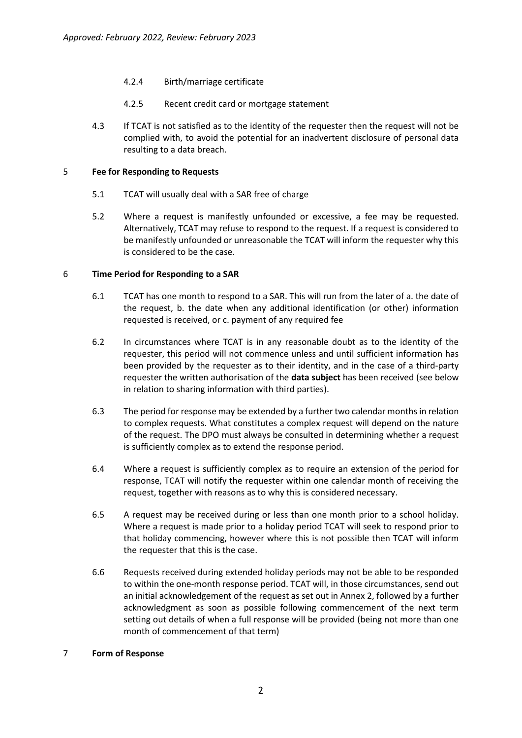4.2.4 Birth/marriage certificate

4.2.5 Recent credit card or mortgage statement

4.3 If TCAT is not satisfied as to the identity of the requester then the request will not be complied with, to avoid the potential for an inadvertent disclosure of personal data resulting to a data breach.

## 5 Fee for Responding to Requests

5.1 TCAT will usually deal with a SAR free of charge

5.2 Where a request is manifestly unfounded or excessive, a fee may be requested. Alternatively, TCAT may refuse to respond to the request. If a request is considered to be manifestly unfounded or unreasonable the TCAT will inform the requester why this is considered to be the case.

## 6 Time Period for Responding to a SAR

6.1 TCAT has one month to respond to a SAR. This will run from the later of a. the date of the request, b. the date when any additional identification (or other) information requested is received, or c. payment of any required fee

6.2 In circumstances where TCAT is in any reasonable doubt as to the identity of the requester, this period will not commence unless and until sufficient information has been provided by the requester as to their identity, and in the case of a third-party requester the written authorisation of the **data subject** has been received (see below in relation to sharing information with third parties).

6.3 The period for response may be extended by a further two calendar months in relation to complex requests. What constitutes a complex request will depend on the nature of the request. The DPO must always be consulted in determining whether a request is sufficiently complex as to extend the response period.

6.4 Where a request is sufficiently complex as to require an extension of the period for response, TCAT will notify the requester within one calendar month of receiving the request, together with reasons as to why this is considered necessary.

6.5 A request may be received during or less than one month prior to a school holiday. Where a request is made prior to a holiday period TCAT will seek to respond prior to that holiday commencing, however where this is not possible then TCAT will inform the requester that this is the case.

6.6 Requests received during extended holiday periods may not be able to be responded to within the one-month response period. TCAT will, in those circumstances, send out an initial acknowledgement of the request as set out in Annex 2, followed by a further acknowledgment as soon as possible following commencement of the next term setting out details of when a full response will be provided (being not more than one month of commencement of that term)

## 7 Form of Response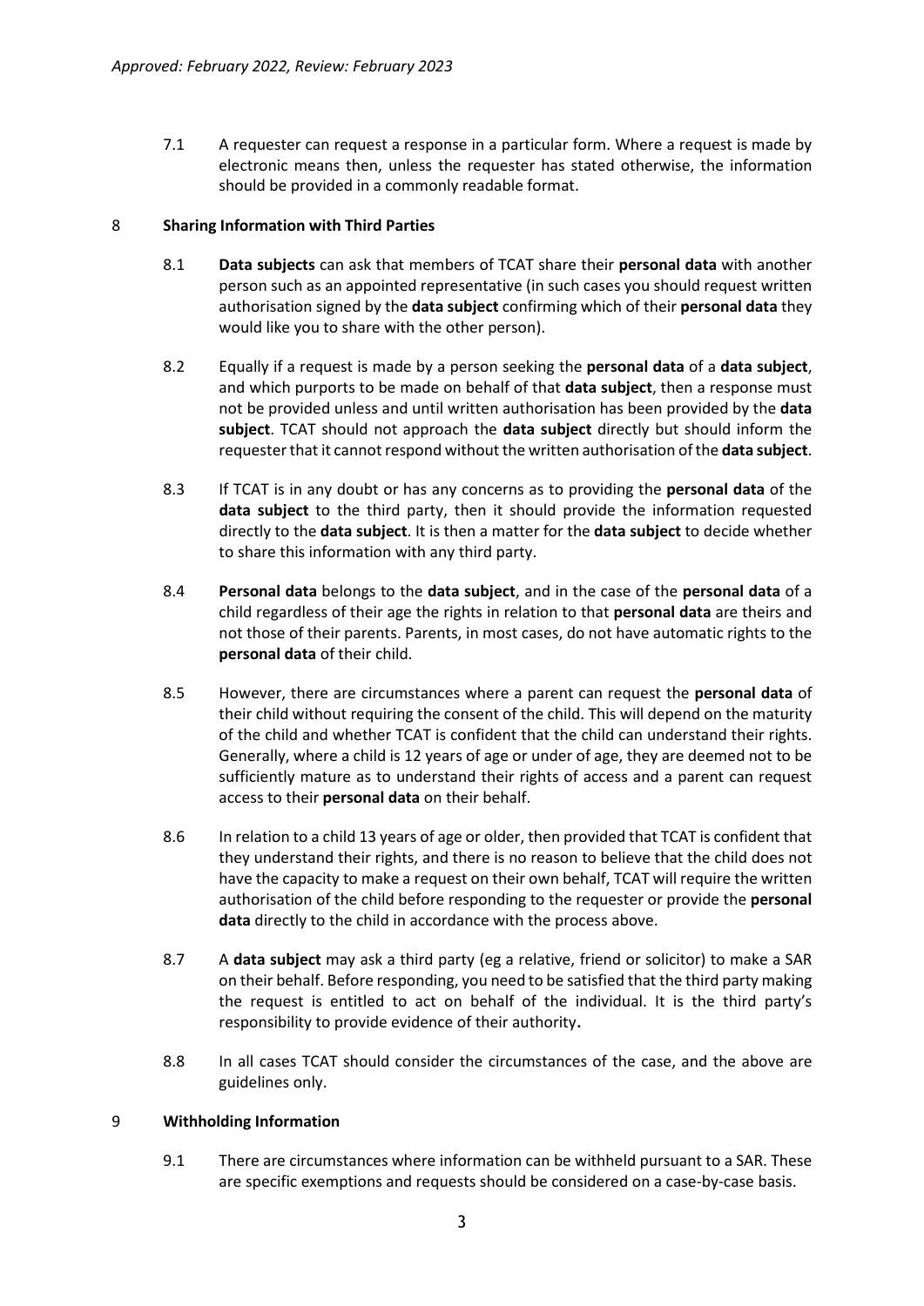7.1 A requester can request a response in a particular form. Where a request is made by electronic means then, unless the requester has stated otherwise, the information should be provided in a commonly readable format.

## 8 Sharing Information with Third Parties

8.1 **Data subjects** can ask that members of TCAT share their **personal data** with another person such as an appointed representative (in such cases you should request written authorisation signed by the **data subject** confirming which of their **personal data** they would like you to share with the other person).

8.2 Equally if a request is made by a person seeking the **personal data** of a **data subject**, and which purports to be made on behalf of that **data subject**, then a response must not be provided unless and until written authorisation has been provided by the **data subject**. TCAT should not approach the **data subject** directly but should inform the requester that it cannot respond without the written authorisation of the **data subject**.

8.3 If TCAT is in any doubt or has any concerns as to providing the **personal data** of the **data subject** to the third party, then it should provide the information requested directly to the **data subject**. It is then a matter for the **data subject** to decide whether to share this information with any third party.

8.4 **Personal data** belongs to the **data subject**, and in the case of the **personal data** of a child regardless of their age the rights in relation to that **personal data** are theirs and not those of their parents. Parents, in most cases, do not have automatic rights to the **personal data** of their child.

8.5 However, there are circumstances where a parent can request the **personal data** of their child without requiring the consent of the child. This will depend on the maturity of the child and whether TCAT is confident that the child can understand their rights. Generally, where a child is 12 years of age or under of age, they are deemed not to be sufficiently mature as to understand their rights of access and a parent can request access to their **personal data** on their behalf.

8.6 In relation to a child 13 years of age or older, then provided that TCAT is confident that they understand their rights, and there is no reason to believe that the child does not have the capacity to make a request on their own behalf, TCAT will require the written authorisation of the child before responding to the requester or provide the **personal data** directly to the child in accordance with the process above.

8.7 A **data subject** may ask a third party (eg a relative, friend or solicitor) to make a SAR on their behalf. Before responding, you need to be satisfied that the third party making the request is entitled to act on behalf of the individual. It is the third party's responsibility to provide evidence of their authority**.**

8.8 In all cases TCAT should consider the circumstances of the case, and the above are guidelines only.

## 9 Withholding Information

9.1 There are circumstances where information can be withheld pursuant to a SAR. These are specific exemptions and requests should be considered on a case-by-case basis.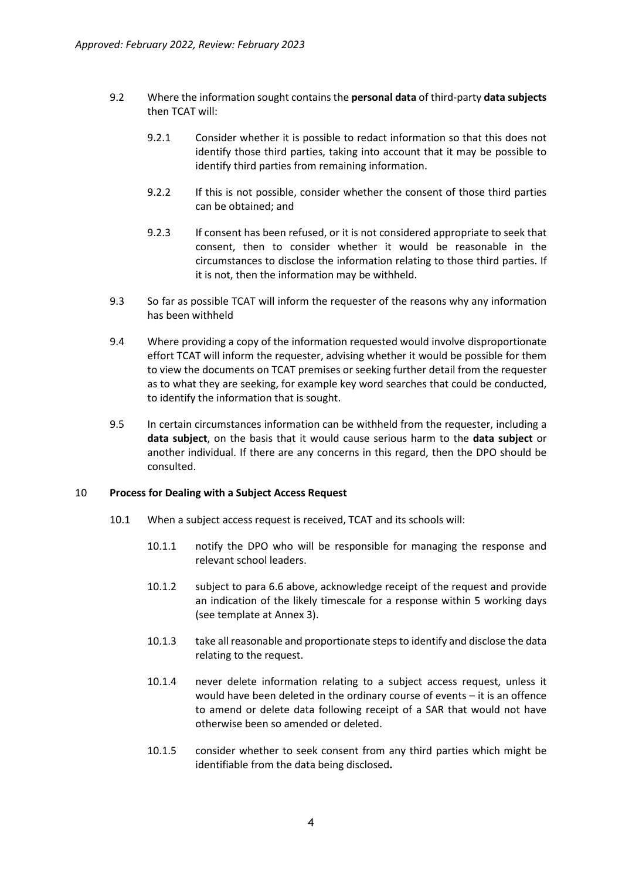9.2 Where the information sought contains the **personal data** of third-party **data subjects** then TCAT will:

9.2.1 Consider whether it is possible to redact information so that this does not identify those third parties, taking into account that it may be possible to identify third parties from remaining information.

9.2.2 If this is not possible, consider whether the consent of those third parties can be obtained; and

9.2.3 If consent has been refused, or it is not considered appropriate to seek that consent, then to consider whether it would be reasonable in the circumstances to disclose the information relating to those third parties. If it is not, then the information may be withheld.

9.3 So far as possible TCAT will inform the requester of the reasons why any information has been withheld

9.4 Where providing a copy of the information requested would involve disproportionate effort TCAT will inform the requester, advising whether it would be possible for them to view the documents on TCAT premises or seeking further detail from the requester as to what they are seeking, for example key word searches that could be conducted, to identify the information that is sought.

9.5 In certain circumstances information can be withheld from the requester, including a **data subject**, on the basis that it would cause serious harm to the **data subject** or another individual. If there are any concerns in this regard, then the DPO should be consulted.

## 10 Process for Dealing with a Subject Access Request

10.1 When a subject access request is received, TCAT and its schools will:

10.1.1 notify the DPO who will be responsible for managing the response and relevant school leaders.

10.1.2 subject to para 6.6 above, acknowledge receipt of the request and provide an indication of the likely timescale for a response within 5 working days (see template at Annex 3).

10.1.3 take all reasonable and proportionate steps to identify and disclose the data relating to the request.

10.1.4 never delete information relating to a subject access request, unless it would have been deleted in the ordinary course of events – it is an offence to amend or delete data following receipt of a SAR that would not have otherwise been so amended or deleted.

10.1.5 consider whether to seek consent from any third parties which might be identifiable from the data being disclosed**.**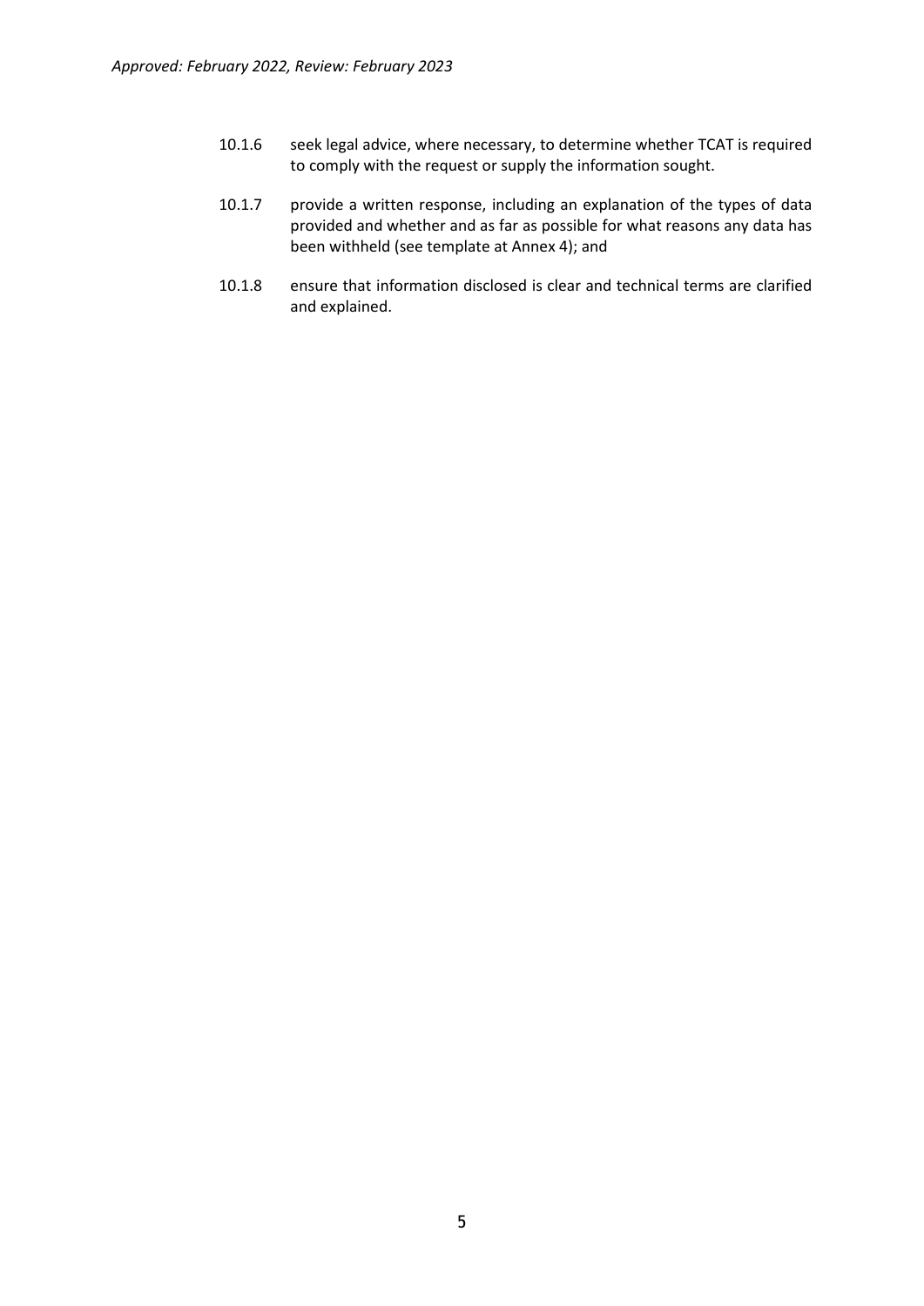10.1.6 seek legal advice, where necessary, to determine whether TCAT is required to comply with the request or supply the information sought.

10.1.7 provide a written response, including an explanation of the types of data provided and whether and as far as possible for what reasons any data has been withheld (see template at Annex 4); and

10.1.8 ensure that information disclosed is clear and technical terms are clarified and explained.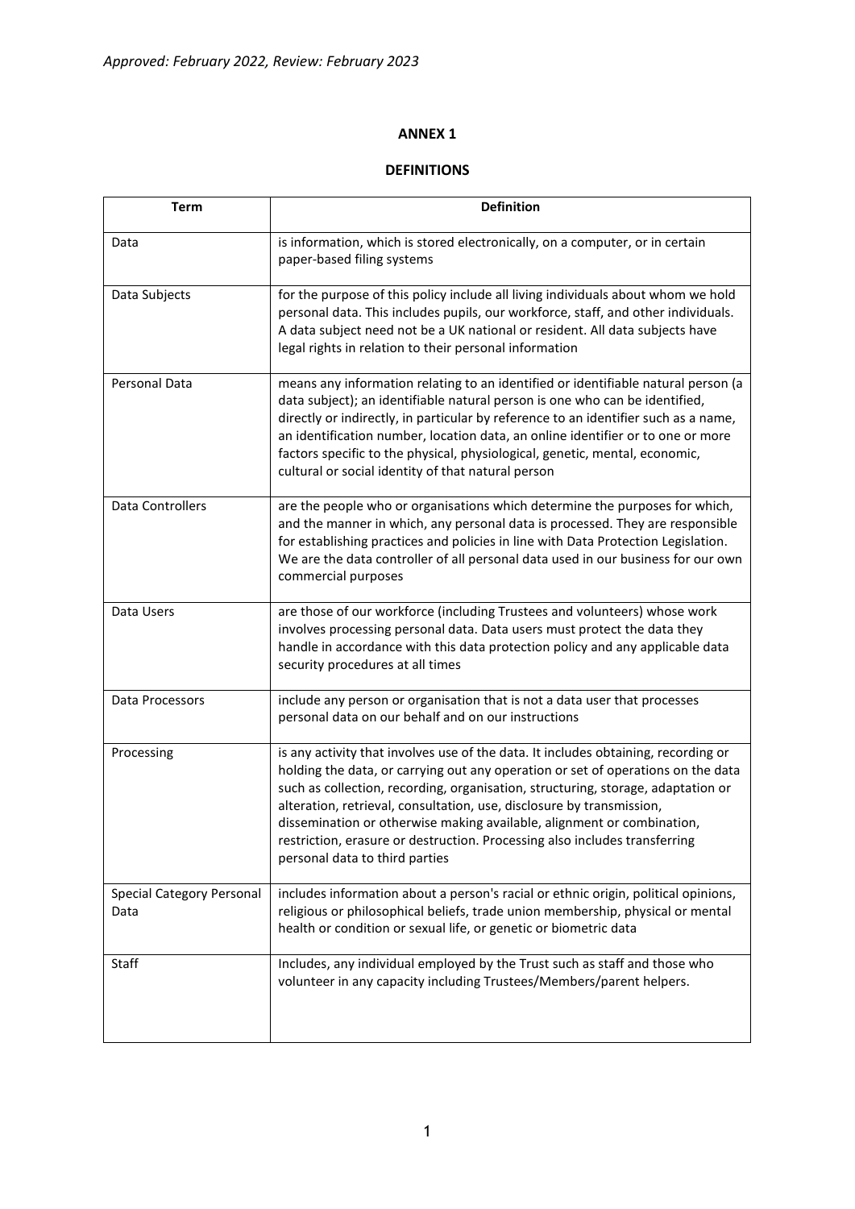## ANNEX 1

## DEFINITIONS

| Term | Definition |
|---|---|
| Data | is information, which is stored electronically, on a computer, or in certain paper-based filing systems |
| Data Subjects | for the purpose of this policy include all living individuals about whom we hold personal data. This includes pupils, our workforce, staff, and other individuals. A data subject need not be a UK national or resident. All data subjects have legal rights in relation to their personal information |
| Personal Data | means any information relating to an identified or identifiable natural person (a data subject); an identifiable natural person is one who can be identified, directly or indirectly, in particular by reference to an identifier such as a name, an identification number, location data, an online identifier or to one or more factors specific to the physical, physiological, genetic, mental, economic, cultural or social identity of that natural person |
| Data Controllers | are the people who or organisations which determine the purposes for which, and the manner in which, any personal data is processed. They are responsible for establishing practices and policies in line with Data Protection Legislation. We are the data controller of all personal data used in our business for our own commercial purposes |
| Data Users | are those of our workforce (including Trustees and volunteers) whose work involves processing personal data. Data users must protect the data they handle in accordance with this data protection policy and any applicable data security procedures at all times |
| Data Processors | include any person or organisation that is not a data user that processes personal data on our behalf and on our instructions |
| Processing | is any activity that involves use of the data. It includes obtaining, recording or holding the data, or carrying out any operation or set of operations on the data such as collection, recording, organisation, structuring, storage, adaptation or alteration, retrieval, consultation, use, disclosure by transmission, dissemination or otherwise making available, alignment or combination, restriction, erasure or destruction. Processing also includes transferring personal data to third parties |
| Special Category Personal Data | includes information about a person's racial or ethnic origin, political opinions, religious or philosophical beliefs, trade union membership, physical or mental health or condition or sexual life, or genetic or biometric data |
| Staff | Includes, any individual employed by the Trust such as staff and those who volunteer in any capacity including Trustees/Members/parent helpers. |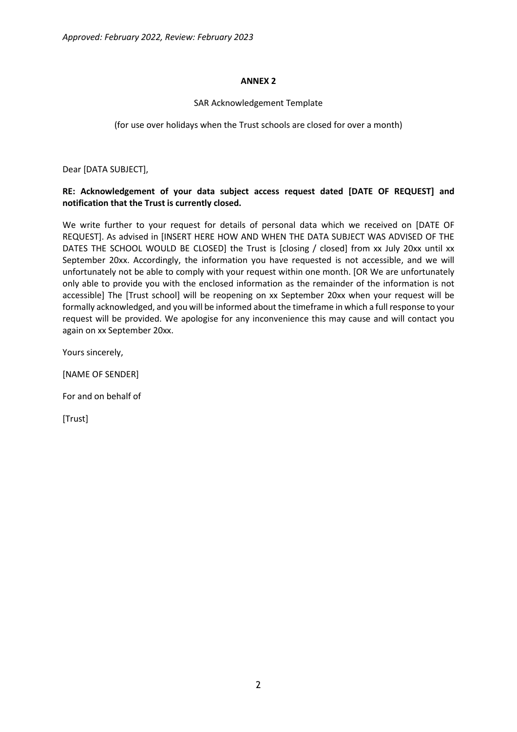*Approved: February 2022, Review: February 2023*

**ANNEX 2**

SAR Acknowledgement Template

(for use over holidays when the Trust schools are closed for over a month)

Dear [DATA SUBJECT],

**RE: Acknowledgement of your data subject access request dated [DATE OF REQUEST] and notification that the Trust is currently closed.**

We write further to your request for details of personal data which we received on [DATE OF REQUEST]. As advised in [INSERT HERE HOW AND WHEN THE DATA SUBJECT WAS ADVISED OF THE DATES THE SCHOOL WOULD BE CLOSED] the Trust is [closing / closed] from xx July 20xx until xx September 20xx. Accordingly, the information you have requested is not accessible, and we will unfortunately not be able to comply with your request within one month. [OR We are unfortunately only able to provide you with the enclosed information as the remainder of the information is not accessible] The [Trust school] will be reopening on xx September 20xx when your request will be formally acknowledged, and you will be informed about the timeframe in which a full response to your request will be provided. We apologise for any inconvenience this may cause and will contact you again on xx September 20xx.

Yours sincerely,

[NAME OF SENDER]

For and on behalf of

[Trust]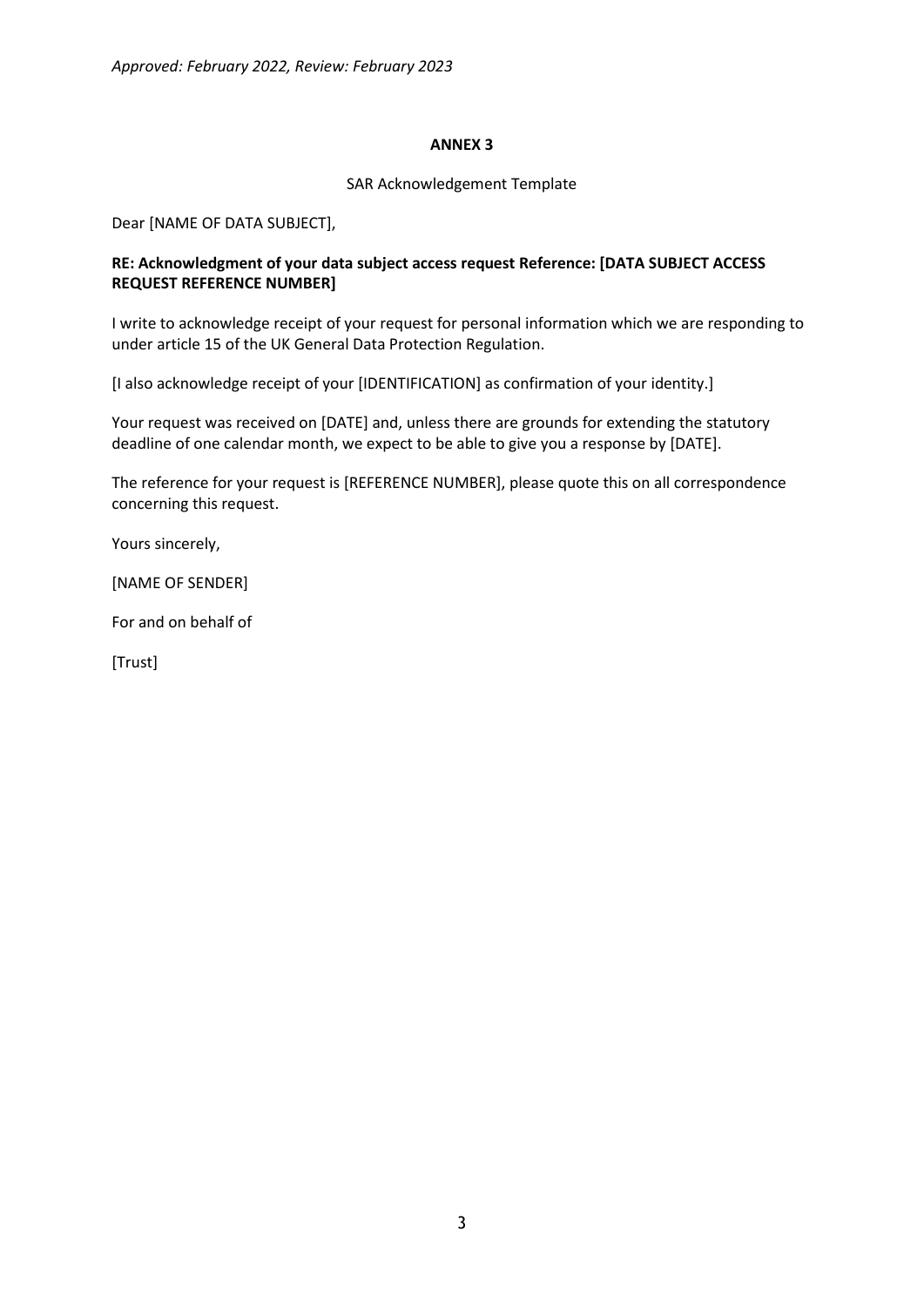**ANNEX 3**

SAR Acknowledgement Template

Dear [NAME OF DATA SUBJECT],

**RE: Acknowledgment of your data subject access request Reference: [DATA SUBJECT ACCESS REQUEST REFERENCE NUMBER]**

I write to acknowledge receipt of your request for personal information which we are responding to under article 15 of the UK General Data Protection Regulation.

[I also acknowledge receipt of your [IDENTIFICATION] as confirmation of your identity.]

Your request was received on [DATE] and, unless there are grounds for extending the statutory deadline of one calendar month, we expect to be able to give you a response by [DATE].

The reference for your request is [REFERENCE NUMBER], please quote this on all correspondence concerning this request.

Yours sincerely,

[NAME OF SENDER]

For and on behalf of

[Trust]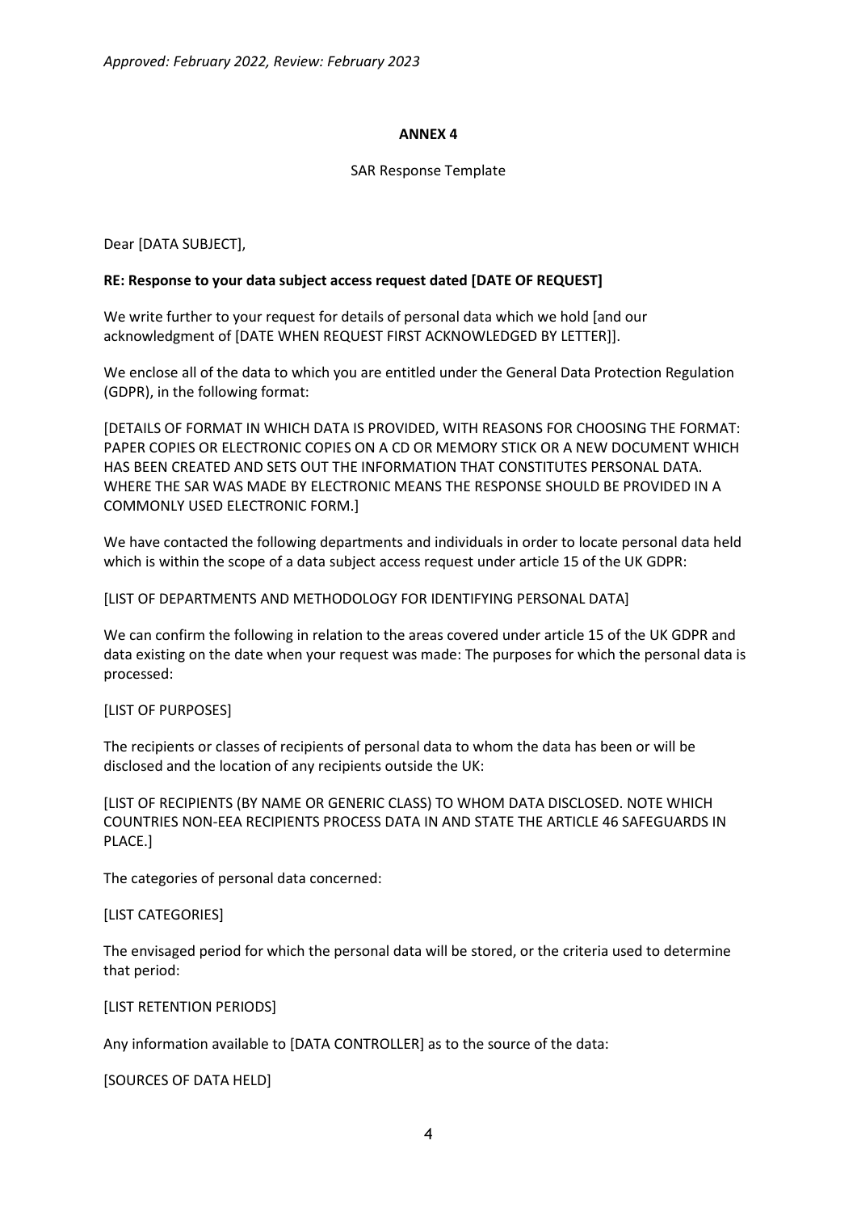*Approved: February 2022, Review: February 2023*

**ANNEX 4**

SAR Response Template

Dear [DATA SUBJECT],

**RE: Response to your data subject access request dated [DATE OF REQUEST]**

We write further to your request for details of personal data which we hold [and our acknowledgment of [DATE WHEN REQUEST FIRST ACKNOWLEDGED BY LETTER]].

We enclose all of the data to which you are entitled under the General Data Protection Regulation (GDPR), in the following format:

[DETAILS OF FORMAT IN WHICH DATA IS PROVIDED, WITH REASONS FOR CHOOSING THE FORMAT: PAPER COPIES OR ELECTRONIC COPIES ON A CD OR MEMORY STICK OR A NEW DOCUMENT WHICH HAS BEEN CREATED AND SETS OUT THE INFORMATION THAT CONSTITUTES PERSONAL DATA. WHERE THE SAR WAS MADE BY ELECTRONIC MEANS THE RESPONSE SHOULD BE PROVIDED IN A COMMONLY USED ELECTRONIC FORM.]

We have contacted the following departments and individuals in order to locate personal data held which is within the scope of a data subject access request under article 15 of the UK GDPR:

[LIST OF DEPARTMENTS AND METHODOLOGY FOR IDENTIFYING PERSONAL DATA]

We can confirm the following in relation to the areas covered under article 15 of the UK GDPR and data existing on the date when your request was made: The purposes for which the personal data is processed:

[LIST OF PURPOSES]

The recipients or classes of recipients of personal data to whom the data has been or will be disclosed and the location of any recipients outside the UK:

[LIST OF RECIPIENTS (BY NAME OR GENERIC CLASS) TO WHOM DATA DISCLOSED. NOTE WHICH COUNTRIES NON-EEA RECIPIENTS PROCESS DATA IN AND STATE THE ARTICLE 46 SAFEGUARDS IN PLACE.]

The categories of personal data concerned:

[LIST CATEGORIES]

The envisaged period for which the personal data will be stored, or the criteria used to determine that period:

[LIST RETENTION PERIODS]

Any information available to [DATA CONTROLLER] as to the source of the data:

[SOURCES OF DATA HELD]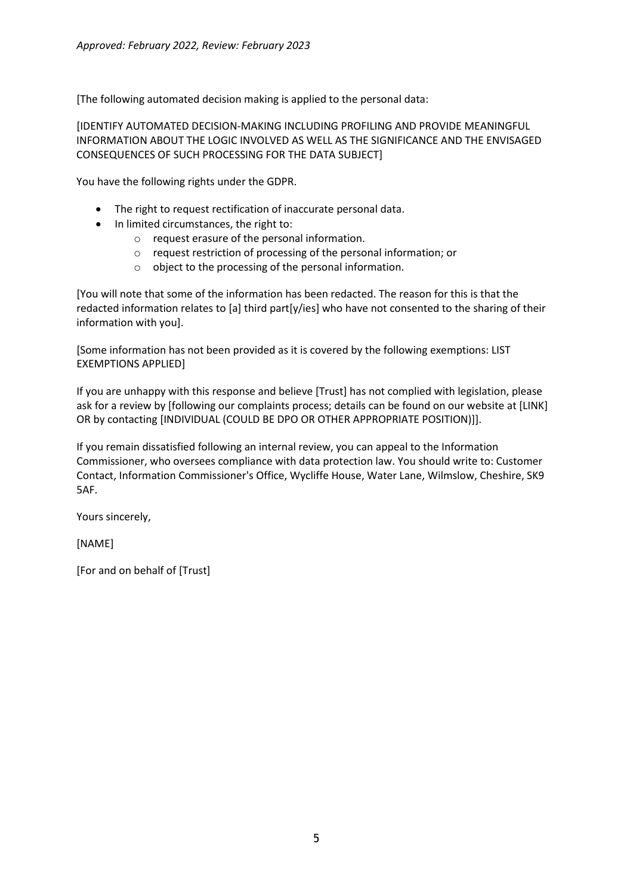*Approved: February 2022, Review: February 2023*

[The following automated decision making is applied to the personal data:

[IDENTIFY AUTOMATED DECISION-MAKING INCLUDING PROFILING AND PROVIDE MEANINGFUL INFORMATION ABOUT THE LOGIC INVOLVED AS WELL AS THE SIGNIFICANCE AND THE ENVISAGED CONSEQUENCES OF SUCH PROCESSING FOR THE DATA SUBJECT]

You have the following rights under the GDPR.

- The right to request rectification of inaccurate personal data.
- In limited circumstances, the right to:
  - request erasure of the personal information.
  - request restriction of processing of the personal information; or
  - object to the processing of the personal information.

[You will note that some of the information has been redacted. The reason for this is that the redacted information relates to [a] third part[y/ies] who have not consented to the sharing of their information with you].

[Some information has not been provided as it is covered by the following exemptions: LIST EXEMPTIONS APPLIED]

If you are unhappy with this response and believe [Trust] has not complied with legislation, please ask for a review by [following our complaints process; details can be found on our website at [LINK] OR by contacting [INDIVIDUAL (COULD BE DPO OR OTHER APPROPRIATE POSITION)]].

If you remain dissatisfied following an internal review, you can appeal to the Information Commissioner, who oversees compliance with data protection law. You should write to: Customer Contact, Information Commissioner's Office, Wycliffe House, Water Lane, Wilmslow, Cheshire, SK9 5AF.

Yours sincerely,

[NAME]

[For and on behalf of [Trust]